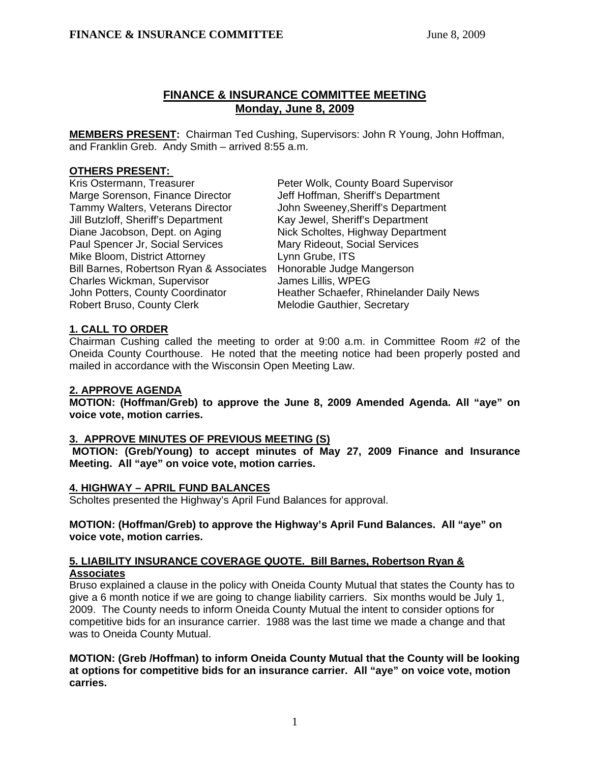# FINANCE & INSURANCE COMMITTEE MEETING
## Monday, June 8, 2009

**MEMBERS PRESENT:** Chairman Ted Cushing, Supervisors: John R Young, John Hoffman, and Franklin Greb. Andy Smith – arrived 8:55 a.m.

**OTHERS PRESENT:**

Kris Ostermann, Treasurer
Marge Sorenson, Finance Director
Tammy Walters, Veterans Director
Jill Butzloff, Sheriff's Department
Diane Jacobson, Dept. on Aging
Paul Spencer Jr, Social Services
Mike Bloom, District Attorney
Bill Barnes, Robertson Ryan & Associates
Charles Wickman, Supervisor
John Potters, County Coordinator
Robert Bruso, County Clerk
Peter Wolk, County Board Supervisor
Jeff Hoffman, Sheriff's Department
John Sweeney,Sheriff's Department
Kay Jewel, Sheriff's Department
Nick Scholtes, Highway Department
Mary Rideout, Social Services
Lynn Grube, ITS
Honorable Judge Mangerson
James Lillis, WPEG
Heather Schaefer, Rhinelander Daily News
Melodie Gauthier, Secretary

### 1. CALL TO ORDER

Chairman Cushing called the meeting to order at 9:00 a.m. in Committee Room #2 of the Oneida County Courthouse. He noted that the meeting notice had been properly posted and mailed in accordance with the Wisconsin Open Meeting Law.

### 2. APPROVE AGENDA

**MOTION: (Hoffman/Greb) to approve the June 8, 2009 Amended Agenda. All "aye" on voice vote, motion carries.**

### 3. APPROVE MINUTES OF PREVIOUS MEETING (S)

**MOTION: (Greb/Young) to accept minutes of May 27, 2009 Finance and Insurance Meeting. All "aye" on voice vote, motion carries.**

### 4. HIGHWAY – APRIL FUND BALANCES

Scholtes presented the Highway's April Fund Balances for approval.

**MOTION: (Hoffman/Greb) to approve the Highway's April Fund Balances. All "aye" on voice vote, motion carries.**

### 5. LIABILITY INSURANCE COVERAGE QUOTE. Bill Barnes, Robertson Ryan & Associates

Bruso explained a clause in the policy with Oneida County Mutual that states the County has to give a 6 month notice if we are going to change liability carriers. Six months would be July 1, 2009. The County needs to inform Oneida County Mutual the intent to consider options for competitive bids for an insurance carrier. 1988 was the last time we made a change and that was to Oneida County Mutual.

**MOTION: (Greb /Hoffman) to inform Oneida County Mutual that the County will be looking at options for competitive bids for an insurance carrier. All "aye" on voice vote, motion carries.**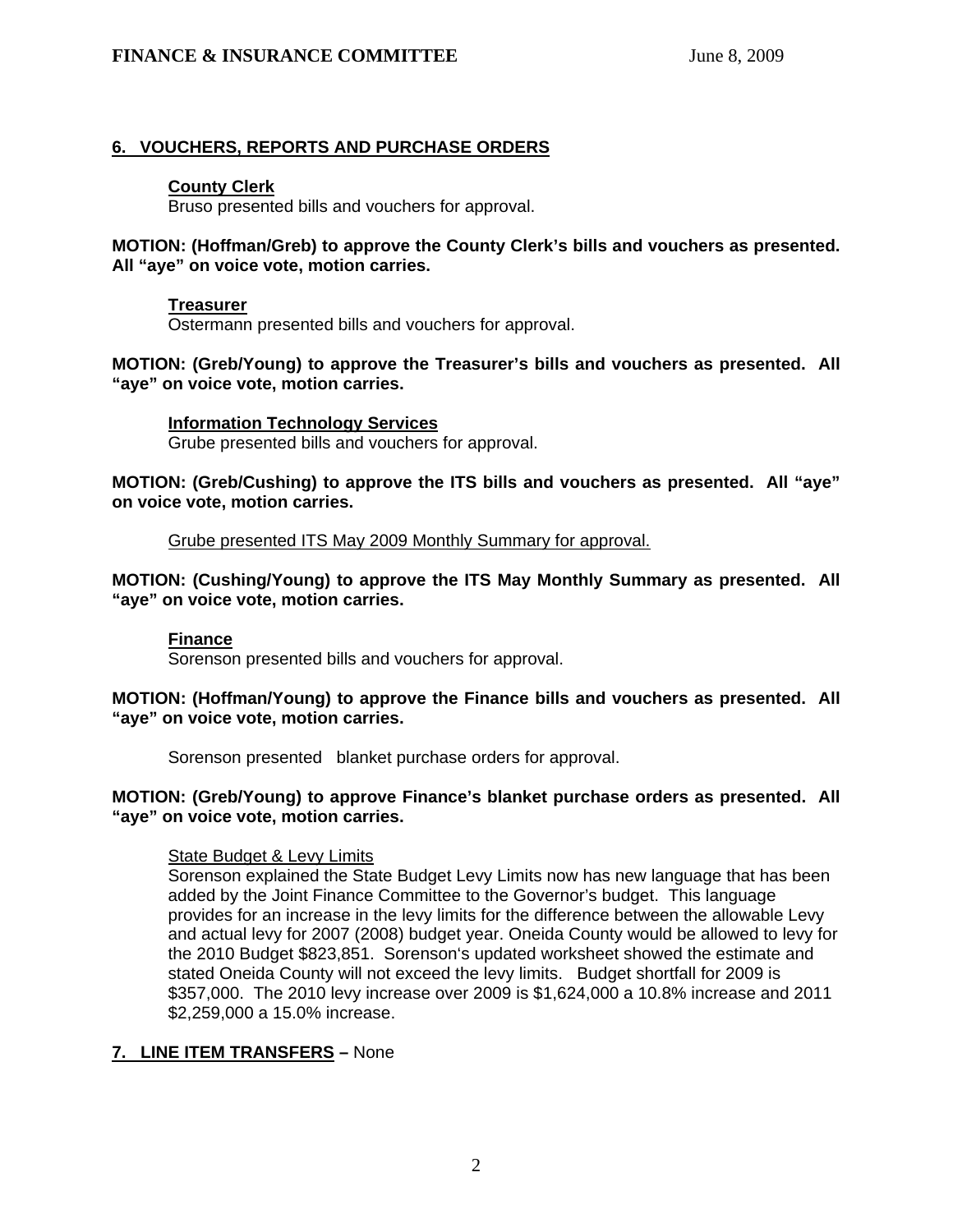## 6. VOUCHERS, REPORTS AND PURCHASE ORDERS

**County Clerk**

Bruso presented bills and vouchers for approval.

**MOTION: (Hoffman/Greb) to approve the County Clerk's bills and vouchers as presented. All "aye" on voice vote, motion carries.**

**Treasurer**

Ostermann presented bills and vouchers for approval.

**MOTION: (Greb/Young) to approve the Treasurer's bills and vouchers as presented. All "aye" on voice vote, motion carries.**

**Information Technology Services**

Grube presented bills and vouchers for approval.

**MOTION: (Greb/Cushing) to approve the ITS bills and vouchers as presented. All "aye" on voice vote, motion carries.**

Grube presented ITS May 2009 Monthly Summary for approval.

**MOTION: (Cushing/Young) to approve the ITS May Monthly Summary as presented. All "aye" on voice vote, motion carries.**

**Finance**

Sorenson presented bills and vouchers for approval.

**MOTION: (Hoffman/Young) to approve the Finance bills and vouchers as presented. All "aye" on voice vote, motion carries.**

Sorenson presented blanket purchase orders for approval.

**MOTION: (Greb/Young) to approve Finance's blanket purchase orders as presented. All "aye" on voice vote, motion carries.**

State Budget & Levy Limits

Sorenson explained the State Budget Levy Limits now has new language that has been added by the Joint Finance Committee to the Governor's budget. This language provides for an increase in the levy limits for the difference between the allowable Levy and actual levy for 2007 (2008) budget year. Oneida County would be allowed to levy for the 2010 Budget $823,851. Sorenson's updated worksheet showed the estimate and stated Oneida County will not exceed the levy limits. Budget shortfall for 2009 is $357,000. The 2010 levy increase over 2009 is $1,624,000 a 10.8% increase and 2011 $2,259,000 a 15.0% increase.

## 7. LINE ITEM TRANSFERS – None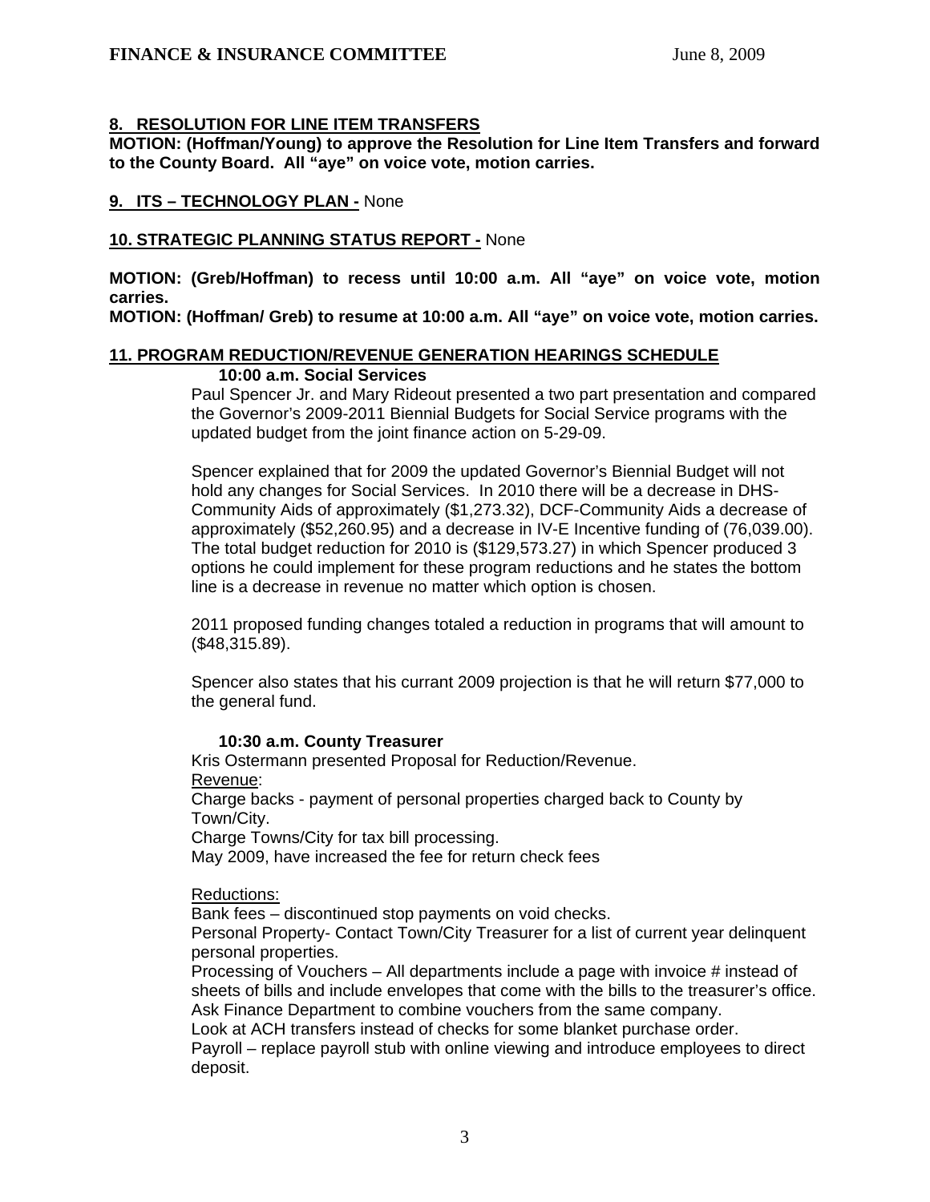**8. RESOLUTION FOR LINE ITEM TRANSFERS**

**MOTION: (Hoffman/Young) to approve the Resolution for Line Item Transfers and forward to the County Board. All "aye" on voice vote, motion carries.**

**9. ITS – TECHNOLOGY PLAN -** None

**10. STRATEGIC PLANNING STATUS REPORT -** None

**MOTION: (Greb/Hoffman) to recess until 10:00 a.m. All "aye" on voice vote, motion carries.**

**MOTION: (Hoffman/ Greb) to resume at 10:00 a.m. All "aye" on voice vote, motion carries.**

**11. PROGRAM REDUCTION/REVENUE GENERATION HEARINGS SCHEDULE**

**10:00 a.m. Social Services**

Paul Spencer Jr. and Mary Rideout presented a two part presentation and compared the Governor's 2009-2011 Biennial Budgets for Social Service programs with the updated budget from the joint finance action on 5-29-09.

Spencer explained that for 2009 the updated Governor's Biennial Budget will not hold any changes for Social Services. In 2010 there will be a decrease in DHS-Community Aids of approximately ($1,273.32), DCF-Community Aids a decrease of approximately ($52,260.95) and a decrease in IV-E Incentive funding of (76,039.00). The total budget reduction for 2010 is ($129,573.27) in which Spencer produced 3 options he could implement for these program reductions and he states the bottom line is a decrease in revenue no matter which option is chosen.

2011 proposed funding changes totaled a reduction in programs that will amount to ($48,315.89).

Spencer also states that his currant 2009 projection is that he will return $77,000 to the general fund.

**10:30 a.m. County Treasurer**

Kris Ostermann presented Proposal for Reduction/Revenue.

Revenue:

Charge backs - payment of personal properties charged back to County by Town/City.

Charge Towns/City for tax bill processing.

May 2009, have increased the fee for return check fees

Reductions:

Bank fees – discontinued stop payments on void checks.

Personal Property- Contact Town/City Treasurer for a list of current year delinquent personal properties.

Processing of Vouchers – All departments include a page with invoice # instead of sheets of bills and include envelopes that come with the bills to the treasurer's office.

Ask Finance Department to combine vouchers from the same company.

Look at ACH transfers instead of checks for some blanket purchase order.

Payroll – replace payroll stub with online viewing and introduce employees to direct deposit.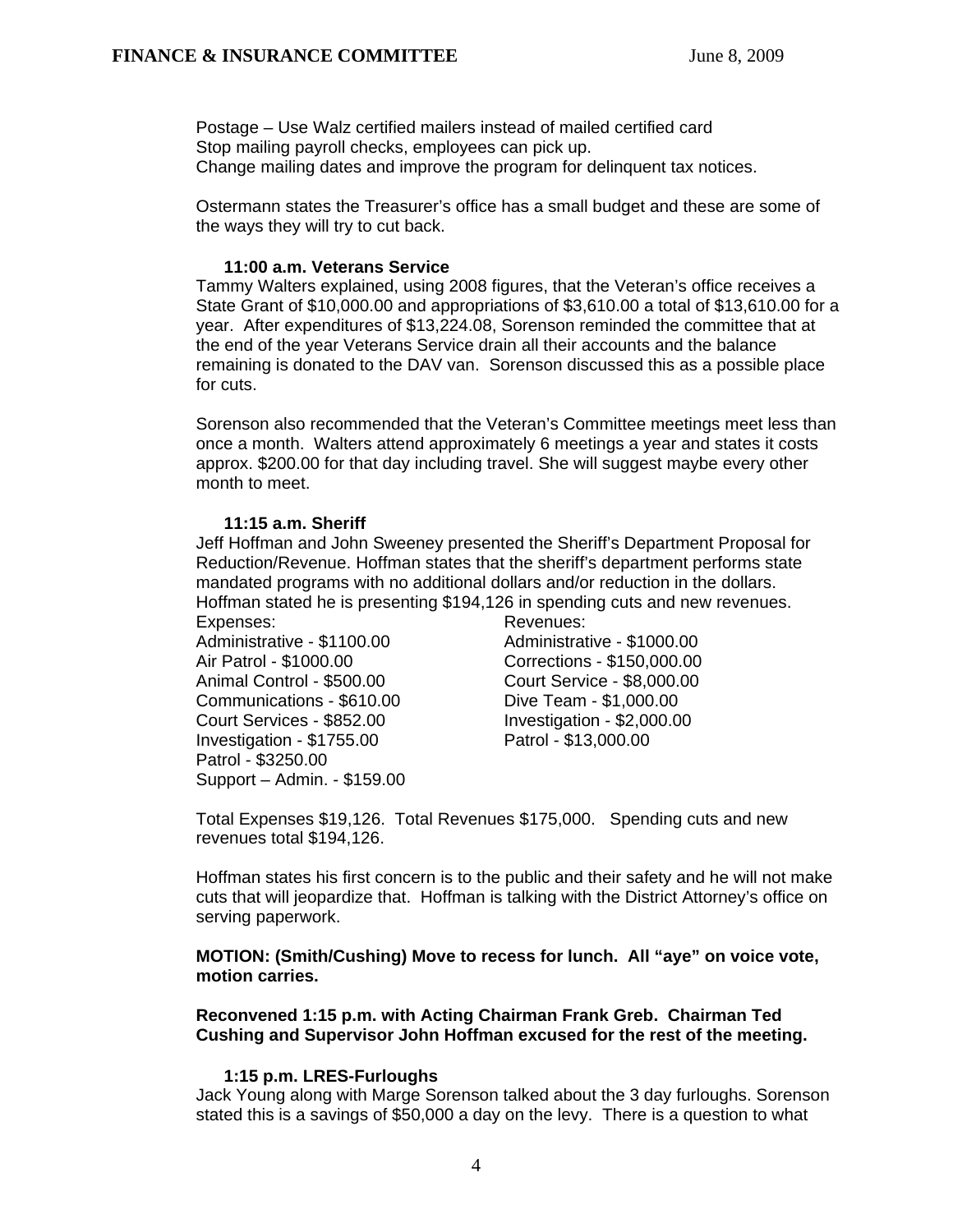Postage – Use Walz certified mailers instead of mailed certified card
Stop mailing payroll checks, employees can pick up.
Change mailing dates and improve the program for delinquent tax notices.

Ostermann states the Treasurer's office has a small budget and these are some of the ways they will try to cut back.

**11:00 a.m. Veterans Service**

Tammy Walters explained, using 2008 figures, that the Veteran's office receives a State Grant of $10,000.00 and appropriations of $3,610.00 a total of $13,610.00 for a year. After expenditures of $13,224.08, Sorenson reminded the committee that at the end of the year Veterans Service drain all their accounts and the balance remaining is donated to the DAV van. Sorenson discussed this as a possible place for cuts.

Sorenson also recommended that the Veteran's Committee meetings meet less than once a month. Walters attend approximately 6 meetings a year and states it costs approx. $200.00 for that day including travel. She will suggest maybe every other month to meet.

**11:15 a.m. Sheriff**

Jeff Hoffman and John Sweeney presented the Sheriff's Department Proposal for Reduction/Revenue. Hoffman states that the sheriff's department performs state mandated programs with no additional dollars and/or reduction in the dollars. Hoffman stated he is presenting $194,126 in spending cuts and new revenues.

| Expenses: | Revenues: |
|---|---|
| Administrative - $1100.00 | Administrative - $1000.00 |
| Air Patrol - $1000.00 | Corrections - $150,000.00 |
| Animal Control - $500.00 | Court Service - $8,000.00 |
| Communications - $610.00 | Dive Team - $1,000.00 |
| Court Services - $852.00 | Investigation - $2,000.00 |
| Investigation - $1755.00 | Patrol - $13,000.00 |
| Patrol - $3250.00 | |
| Support – Admin. - $159.00 | |

Total Expenses $19,126. Total Revenues $175,000. Spending cuts and new revenues total $194,126.

Hoffman states his first concern is to the public and their safety and he will not make cuts that will jeopardize that. Hoffman is talking with the District Attorney's office on serving paperwork.

**MOTION: (Smith/Cushing) Move to recess for lunch. All "aye" on voice vote, motion carries.**

**Reconvened 1:15 p.m. with Acting Chairman Frank Greb. Chairman Ted Cushing and Supervisor John Hoffman excused for the rest of the meeting.**

**1:15 p.m. LRES-Furloughs**

Jack Young along with Marge Sorenson talked about the 3 day furloughs. Sorenson stated this is a savings of $50,000 a day on the levy. There is a question to what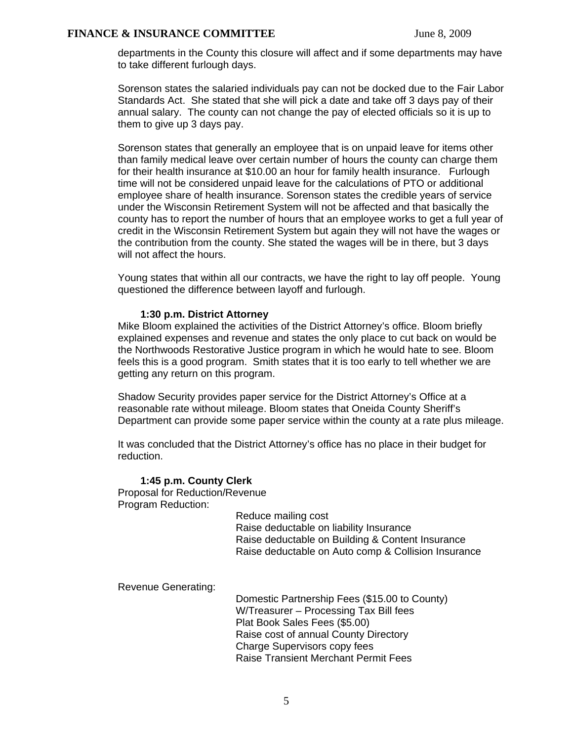departments in the County this closure will affect and if some departments may have to take different furlough days.

Sorenson states the salaried individuals pay can not be docked due to the Fair Labor Standards Act. She stated that she will pick a date and take off 3 days pay of their annual salary. The county can not change the pay of elected officials so it is up to them to give up 3 days pay.

Sorenson states that generally an employee that is on unpaid leave for items other than family medical leave over certain number of hours the county can charge them for their health insurance at $10.00 an hour for family health insurance. Furlough time will not be considered unpaid leave for the calculations of PTO or additional employee share of health insurance. Sorenson states the credible years of service under the Wisconsin Retirement System will not be affected and that basically the county has to report the number of hours that an employee works to get a full year of credit in the Wisconsin Retirement System but again they will not have the wages or the contribution from the county. She stated the wages will be in there, but 3 days will not affect the hours.

Young states that within all our contracts, we have the right to lay off people. Young questioned the difference between layoff and furlough.

**1:30 p.m. District Attorney**

Mike Bloom explained the activities of the District Attorney's office. Bloom briefly explained expenses and revenue and states the only place to cut back on would be the Northwoods Restorative Justice program in which he would hate to see. Bloom feels this is a good program. Smith states that it is too early to tell whether we are getting any return on this program.

Shadow Security provides paper service for the District Attorney's Office at a reasonable rate without mileage. Bloom states that Oneida County Sheriff's Department can provide some paper service within the county at a rate plus mileage.

It was concluded that the District Attorney's office has no place in their budget for reduction.

**1:45 p.m. County Clerk**

Proposal for Reduction/Revenue

Program Reduction:

- Reduce mailing cost
- Raise deductable on liability Insurance
- Raise deductable on Building & Content Insurance
- Raise deductable on Auto comp & Collision Insurance

Revenue Generating:

- Domestic Partnership Fees ($15.00 to County)
- W/Treasurer – Processing Tax Bill fees
- Plat Book Sales Fees ($5.00)
- Raise cost of annual County Directory
- Charge Supervisors copy fees
- Raise Transient Merchant Permit Fees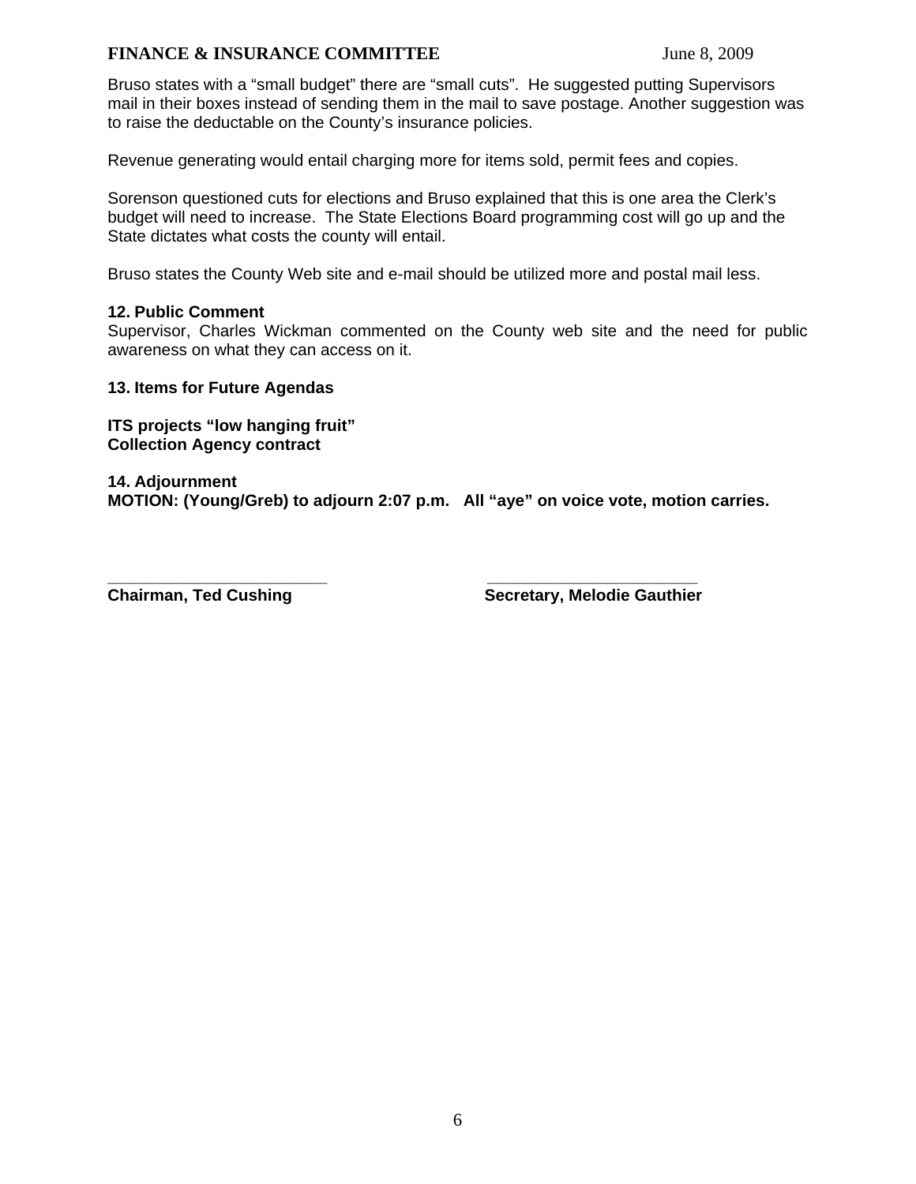Bruso states with a “small budget” there are “small cuts”. He suggested putting Supervisors mail in their boxes instead of sending them in the mail to save postage. Another suggestion was to raise the deductable on the County’s insurance policies.

Revenue generating would entail charging more for items sold, permit fees and copies.

Sorenson questioned cuts for elections and Bruso explained that this is one area the Clerk’s budget will need to increase. The State Elections Board programming cost will go up and the State dictates what costs the county will entail.

Bruso states the County Web site and e-mail should be utilized more and postal mail less.

**12. Public Comment**

Supervisor, Charles Wickman commented on the County web site and the need for public awareness on what they can access on it.

**13. Items for Future Agendas**

**ITS projects “low hanging fruit”**
**Collection Agency contract**

**14. Adjournment**
**MOTION: (Young/Greb) to adjourn 2:07 p.m. All “aye” on voice vote, motion carries.**

________________________ ________________________
**Chairman, Ted Cushing** **Secretary, Melodie Gauthier**